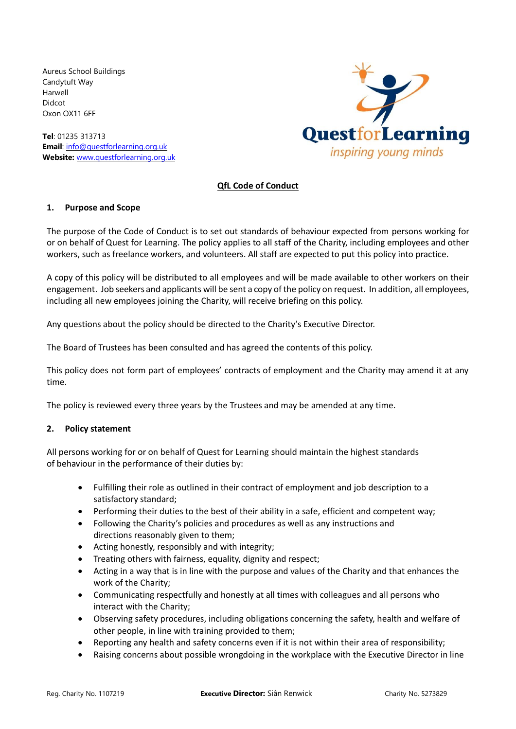Aureus School Buildings
Candytuft Way
Harwell
Didcot
Oxon OX11 6FF

**Tel**: 01235 313713
**Email**: info@questforlearning.org.uk
**Website:** www.questforlearning.org.uk

QuestforLearning
*inspiring young minds*

# QfL Code of Conduct

## 1. Purpose and Scope

The purpose of the Code of Conduct is to set out standards of behaviour expected from persons working for or on behalf of Quest for Learning. The policy applies to all staff of the Charity, including employees and other workers, such as freelance workers, and volunteers. All staff are expected to put this policy into practice.

A copy of this policy will be distributed to all employees and will be made available to other workers on their engagement. Job seekers and applicants will be sent a copy of the policy on request. In addition, all employees, including all new employees joining the Charity, will receive briefing on this policy.

Any questions about the policy should be directed to the Charity's Executive Director.

The Board of Trustees has been consulted and has agreed the contents of this policy.

This policy does not form part of employees' contracts of employment and the Charity may amend it at any time.

The policy is reviewed every three years by the Trustees and may be amended at any time.

## 2. Policy statement

All persons working for or on behalf of Quest for Learning should maintain the highest standards of behaviour in the performance of their duties by:

- Fulfilling their role as outlined in their contract of employment and job description to a satisfactory standard;
- Performing their duties to the best of their ability in a safe, efficient and competent way;
- Following the Charity's policies and procedures as well as any instructions and directions reasonably given to them;
- Acting honestly, responsibly and with integrity;
- Treating others with fairness, equality, dignity and respect;
- Acting in a way that is in line with the purpose and values of the Charity and that enhances the work of the Charity;
- Communicating respectfully and honestly at all times with colleagues and all persons who interact with the Charity;
- Observing safety procedures, including obligations concerning the safety, health and welfare of other people, in line with training provided to them;
- Reporting any health and safety concerns even if it is not within their area of responsibility;
- Raising concerns about possible wrongdoing in the workplace with the Executive Director in line

Reg. Charity No. 1107219 **Executive Director:** Siân Renwick Charity No. 5273829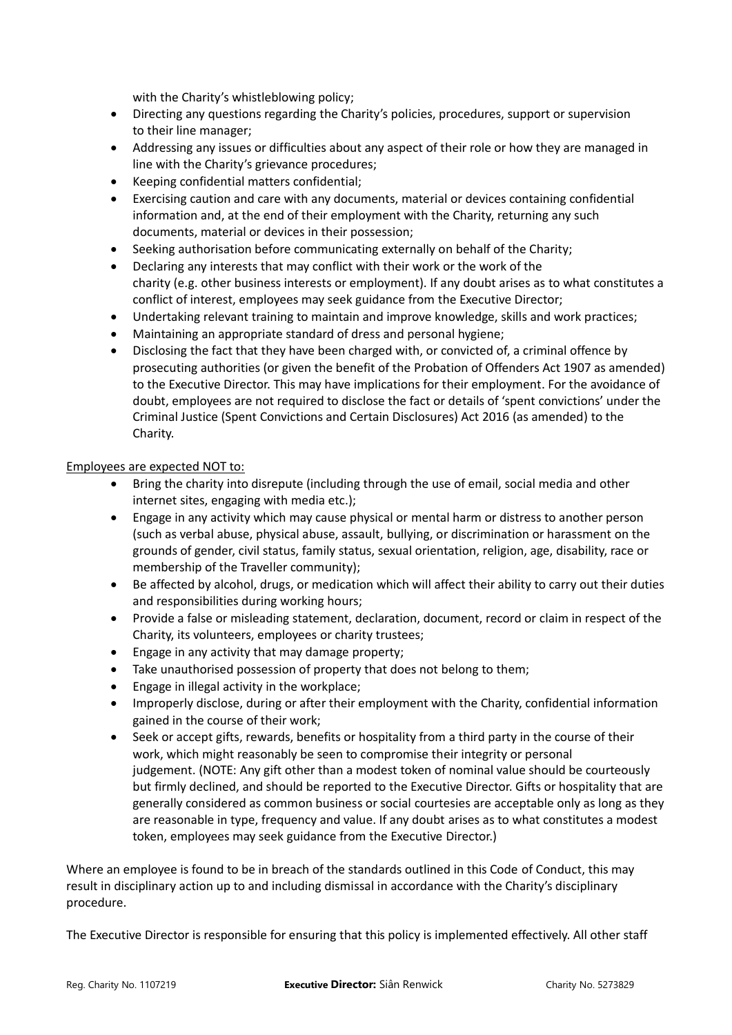with the Charity's whistleblowing policy;

- Directing any questions regarding the Charity's policies, procedures, support or supervision to their line manager;
- Addressing any issues or difficulties about any aspect of their role or how they are managed in line with the Charity's grievance procedures;
- Keeping confidential matters confidential;
- Exercising caution and care with any documents, material or devices containing confidential information and, at the end of their employment with the Charity, returning any such documents, material or devices in their possession;
- Seeking authorisation before communicating externally on behalf of the Charity;
- Declaring any interests that may conflict with their work or the work of the charity (e.g. other business interests or employment). If any doubt arises as to what constitutes a conflict of interest, employees may seek guidance from the Executive Director;
- Undertaking relevant training to maintain and improve knowledge, skills and work practices;
- Maintaining an appropriate standard of dress and personal hygiene;
- Disclosing the fact that they have been charged with, or convicted of, a criminal offence by prosecuting authorities (or given the benefit of the Probation of Offenders Act 1907 as amended) to the Executive Director. This may have implications for their employment. For the avoidance of doubt, employees are not required to disclose the fact or details of 'spent convictions' under the Criminal Justice (Spent Convictions and Certain Disclosures) Act 2016 (as amended) to the Charity.

Employees are expected NOT to:

- Bring the charity into disrepute (including through the use of email, social media and other internet sites, engaging with media etc.);
- Engage in any activity which may cause physical or mental harm or distress to another person (such as verbal abuse, physical abuse, assault, bullying, or discrimination or harassment on the grounds of gender, civil status, family status, sexual orientation, religion, age, disability, race or membership of the Traveller community);
- Be affected by alcohol, drugs, or medication which will affect their ability to carry out their duties and responsibilities during working hours;
- Provide a false or misleading statement, declaration, document, record or claim in respect of the Charity, its volunteers, employees or charity trustees;
- Engage in any activity that may damage property;
- Take unauthorised possession of property that does not belong to them;
- Engage in illegal activity in the workplace;
- Improperly disclose, during or after their employment with the Charity, confidential information gained in the course of their work;
- Seek or accept gifts, rewards, benefits or hospitality from a third party in the course of their work, which might reasonably be seen to compromise their integrity or personal judgement. (NOTE: Any gift other than a modest token of nominal value should be courteously but firmly declined, and should be reported to the Executive Director. Gifts or hospitality that are generally considered as common business or social courtesies are acceptable only as long as they are reasonable in type, frequency and value. If any doubt arises as to what constitutes a modest token, employees may seek guidance from the Executive Director.)

Where an employee is found to be in breach of the standards outlined in this Code of Conduct, this may result in disciplinary action up to and including dismissal in accordance with the Charity's disciplinary procedure.

The Executive Director is responsible for ensuring that this policy is implemented effectively. All other staff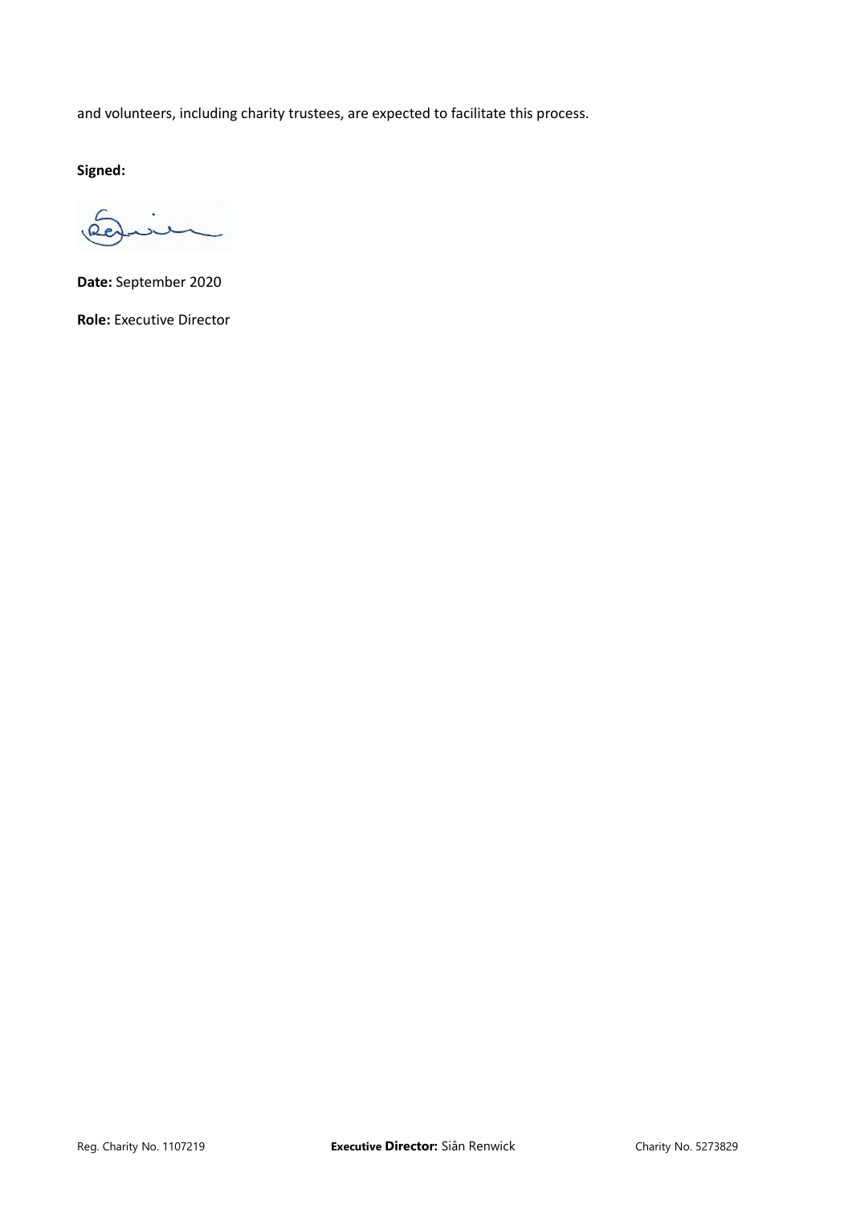and volunteers, including charity trustees, are expected to facilitate this process.

**Signed:**

**Date:** September 2020

**Role:** Executive Director